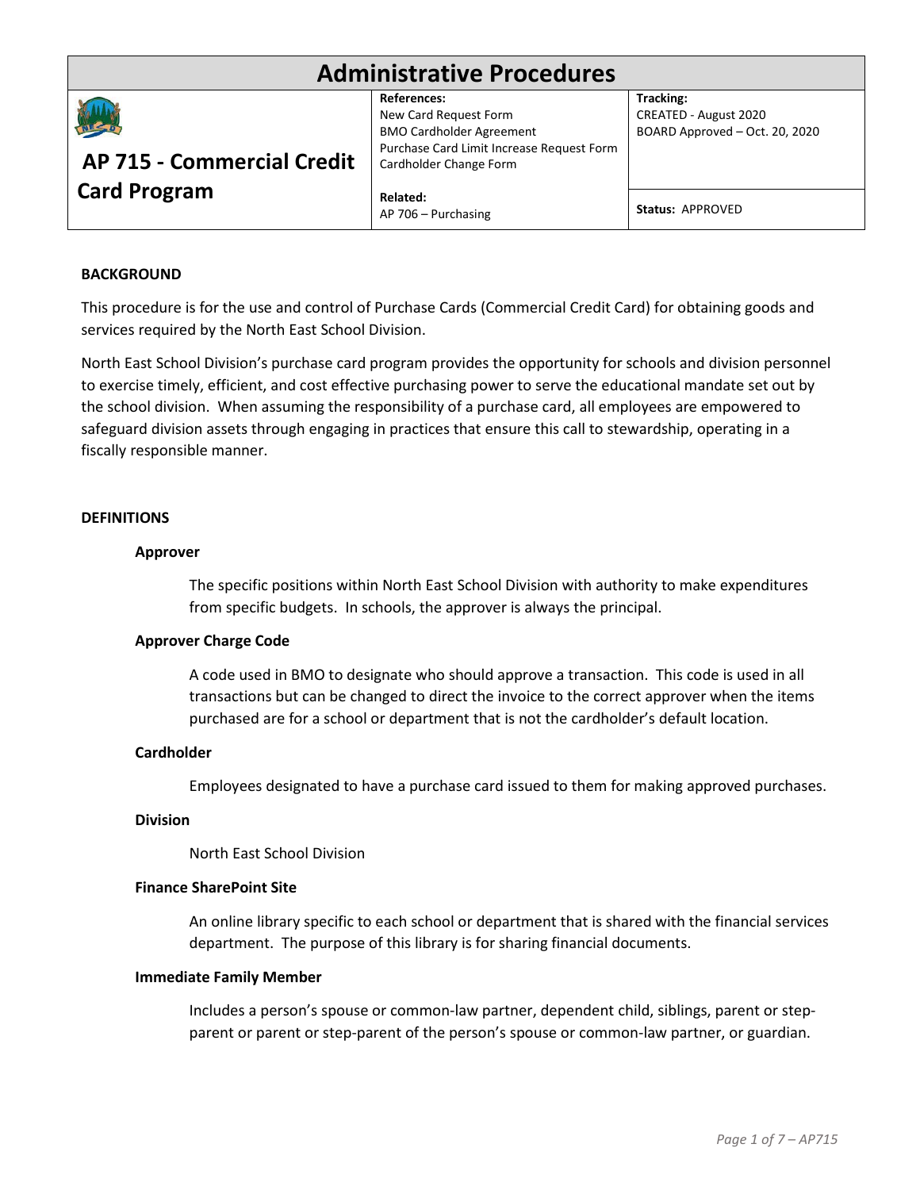# Administrative Procedures

| AP 715 - Commercial Credit Card Program | References: New Card Request Form, BMO Cardholder Agreement, Purchase Card Limit Increase Request Form, Cardholder Change Form | Tracking: CREATED - August 2020; BOARD Approved – Oct. 20, 2020 |
| --- | --- | --- |
| | Related: AP 706 – Purchasing | Status: APPROVED |

## BACKGROUND

This procedure is for the use and control of Purchase Cards (Commercial Credit Card) for obtaining goods and services required by the North East School Division.

North East School Division's purchase card program provides the opportunity for schools and division personnel to exercise timely, efficient, and cost effective purchasing power to serve the educational mandate set out by the school division. When assuming the responsibility of a purchase card, all employees are empowered to safeguard division assets through engaging in practices that ensure this call to stewardship, operating in a fiscally responsible manner.

## DEFINITIONS

### Approver

The specific positions within North East School Division with authority to make expenditures from specific budgets. In schools, the approver is always the principal.

### Approver Charge Code

A code used in BMO to designate who should approve a transaction. This code is used in all transactions but can be changed to direct the invoice to the correct approver when the items purchased are for a school or department that is not the cardholder's default location.

### Cardholder

Employees designated to have a purchase card issued to them for making approved purchases.

### Division

North East School Division

### Finance SharePoint Site

An online library specific to each school or department that is shared with the financial services department. The purpose of this library is for sharing financial documents.

### Immediate Family Member

Includes a person's spouse or common-law partner, dependent child, siblings, parent or step-parent or parent or step-parent of the person's spouse or common-law partner, or guardian.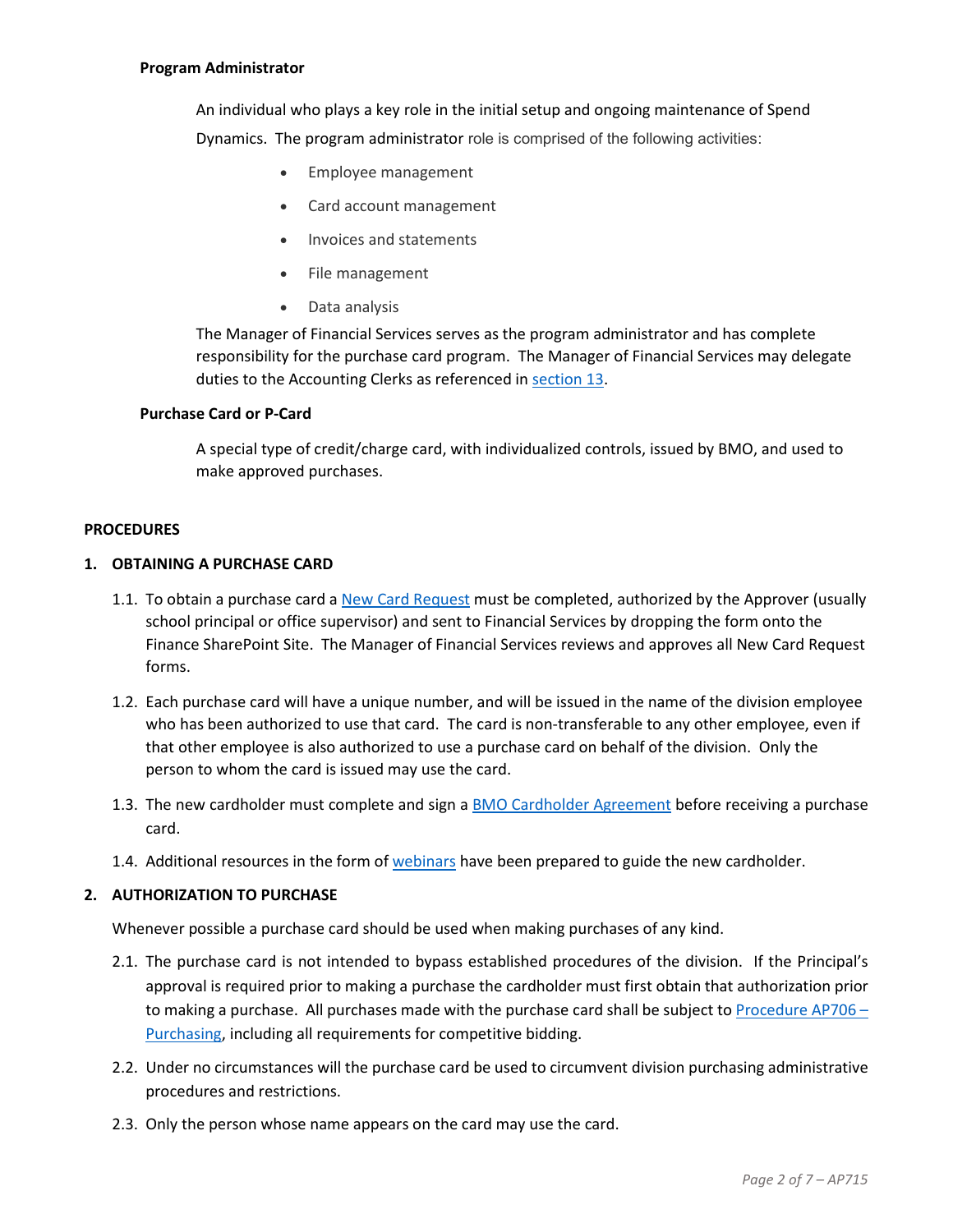**Program Administrator**

An individual who plays a key role in the initial setup and ongoing maintenance of Spend Dynamics. The program administrator role is comprised of the following activities:

- Employee management
- Card account management
- Invoices and statements
- File management
- Data analysis

The Manager of Financial Services serves as the program administrator and has complete responsibility for the purchase card program. The Manager of Financial Services may delegate duties to the Accounting Clerks as referenced in section 13.

**Purchase Card or P-Card**

A special type of credit/charge card, with individualized controls, issued by BMO, and used to make approved purchases.

## PROCEDURES

### 1. OBTAINING A PURCHASE CARD

1.1. To obtain a purchase card a New Card Request must be completed, authorized by the Approver (usually school principal or office supervisor) and sent to Financial Services by dropping the form onto the Finance SharePoint Site. The Manager of Financial Services reviews and approves all New Card Request forms.

1.2. Each purchase card will have a unique number, and will be issued in the name of the division employee who has been authorized to use that card. The card is non-transferable to any other employee, even if that other employee is also authorized to use a purchase card on behalf of the division. Only the person to whom the card is issued may use the card.

1.3. The new cardholder must complete and sign a BMO Cardholder Agreement before receiving a purchase card.

1.4. Additional resources in the form of webinars have been prepared to guide the new cardholder.

### 2. AUTHORIZATION TO PURCHASE

Whenever possible a purchase card should be used when making purchases of any kind.

2.1. The purchase card is not intended to bypass established procedures of the division. If the Principal's approval is required prior to making a purchase the cardholder must first obtain that authorization prior to making a purchase. All purchases made with the purchase card shall be subject to Procedure AP706 – Purchasing, including all requirements for competitive bidding.

2.2. Under no circumstances will the purchase card be used to circumvent division purchasing administrative procedures and restrictions.

2.3. Only the person whose name appears on the card may use the card.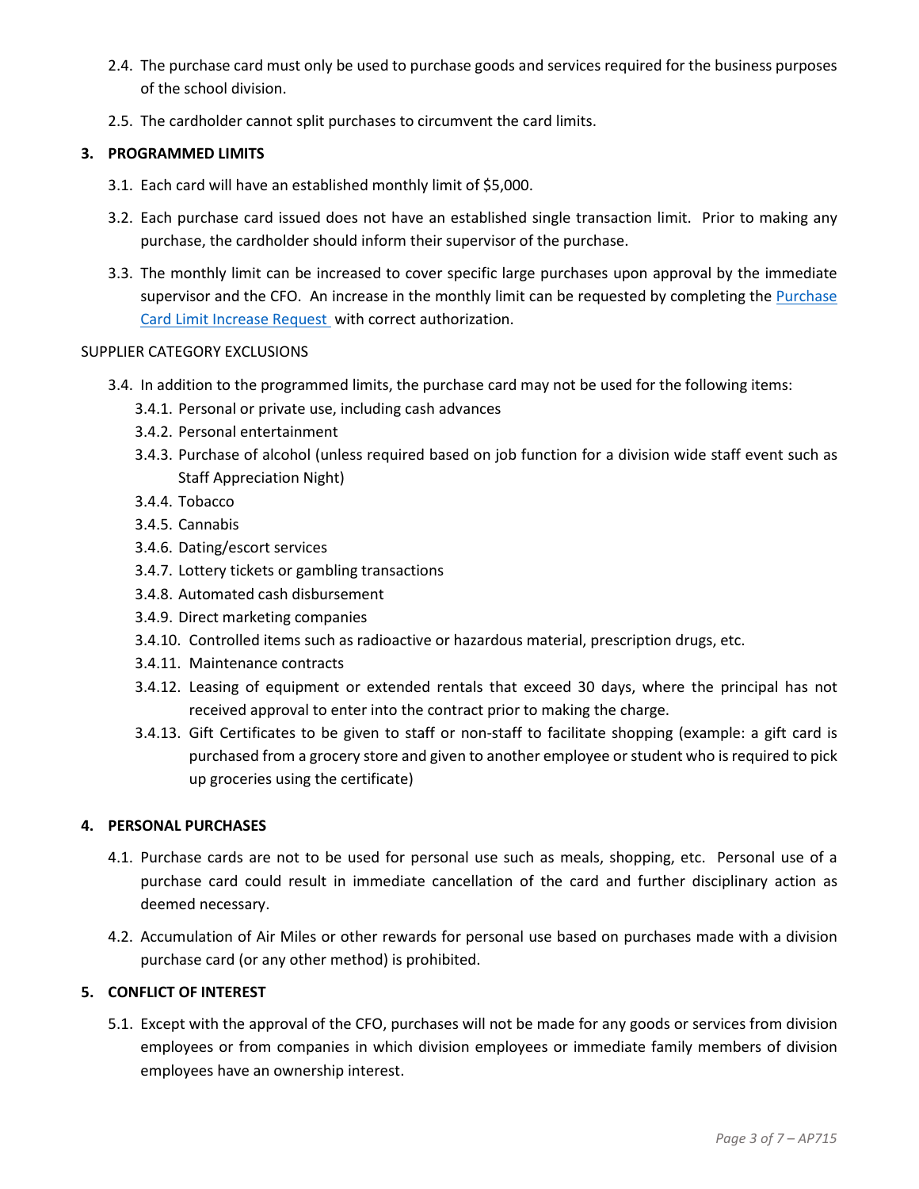2.4. The purchase card must only be used to purchase goods and services required for the business purposes of the school division.

2.5. The cardholder cannot split purchases to circumvent the card limits.

## 3. PROGRAMMED LIMITS

3.1. Each card will have an established monthly limit of $5,000.

3.2. Each purchase card issued does not have an established single transaction limit. Prior to making any purchase, the cardholder should inform their supervisor of the purchase.

3.3. The monthly limit can be increased to cover specific large purchases upon approval by the immediate supervisor and the CFO. An increase in the monthly limit can be requested by completing the Purchase Card Limit Increase Request with correct authorization.

SUPPLIER CATEGORY EXCLUSIONS

3.4. In addition to the programmed limits, the purchase card may not be used for the following items:

- 3.4.1. Personal or private use, including cash advances
- 3.4.2. Personal entertainment
- 3.4.3. Purchase of alcohol (unless required based on job function for a division wide staff event such as Staff Appreciation Night)
- 3.4.4. Tobacco
- 3.4.5. Cannabis
- 3.4.6. Dating/escort services
- 3.4.7. Lottery tickets or gambling transactions
- 3.4.8. Automated cash disbursement
- 3.4.9. Direct marketing companies
- 3.4.10. Controlled items such as radioactive or hazardous material, prescription drugs, etc.
- 3.4.11. Maintenance contracts
- 3.4.12. Leasing of equipment or extended rentals that exceed 30 days, where the principal has not received approval to enter into the contract prior to making the charge.
- 3.4.13. Gift Certificates to be given to staff or non-staff to facilitate shopping (example: a gift card is purchased from a grocery store and given to another employee or student who is required to pick up groceries using the certificate)

## 4. PERSONAL PURCHASES

4.1. Purchase cards are not to be used for personal use such as meals, shopping, etc. Personal use of a purchase card could result in immediate cancellation of the card and further disciplinary action as deemed necessary.

4.2. Accumulation of Air Miles or other rewards for personal use based on purchases made with a division purchase card (or any other method) is prohibited.

## 5. CONFLICT OF INTEREST

5.1. Except with the approval of the CFO, purchases will not be made for any goods or services from division employees or from companies in which division employees or immediate family members of division employees have an ownership interest.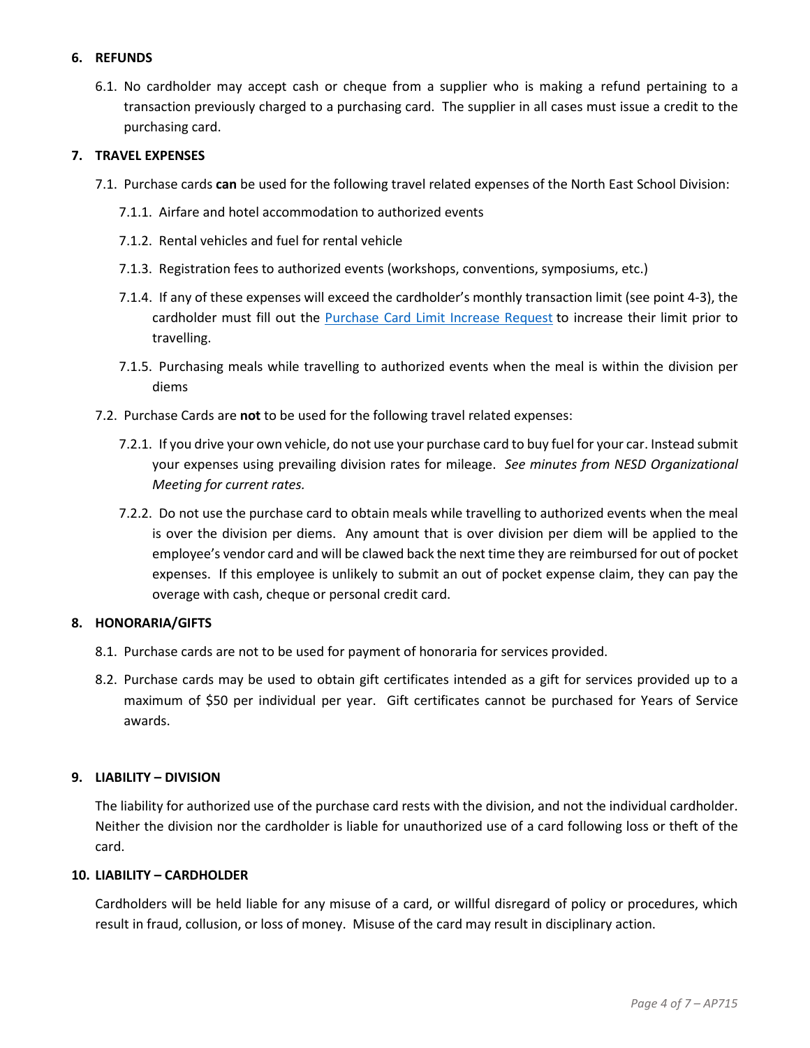## 6. REFUNDS

6.1. No cardholder may accept cash or cheque from a supplier who is making a refund pertaining to a transaction previously charged to a purchasing card. The supplier in all cases must issue a credit to the purchasing card.

## 7. TRAVEL EXPENSES

7.1. Purchase cards **can** be used for the following travel related expenses of the North East School Division:

7.1.1. Airfare and hotel accommodation to authorized events

7.1.2. Rental vehicles and fuel for rental vehicle

7.1.3. Registration fees to authorized events (workshops, conventions, symposiums, etc.)

7.1.4. If any of these expenses will exceed the cardholder's monthly transaction limit (see point 4-3), the cardholder must fill out the Purchase Card Limit Increase Request to increase their limit prior to travelling.

7.1.5. Purchasing meals while travelling to authorized events when the meal is within the division per diems

7.2. Purchase Cards are **not** to be used for the following travel related expenses:

7.2.1. If you drive your own vehicle, do not use your purchase card to buy fuel for your car. Instead submit your expenses using prevailing division rates for mileage. *See minutes from NESD Organizational Meeting for current rates.*

7.2.2. Do not use the purchase card to obtain meals while travelling to authorized events when the meal is over the division per diems. Any amount that is over division per diem will be applied to the employee's vendor card and will be clawed back the next time they are reimbursed for out of pocket expenses. If this employee is unlikely to submit an out of pocket expense claim, they can pay the overage with cash, cheque or personal credit card.

## 8. HONORARIA/GIFTS

8.1. Purchase cards are not to be used for payment of honoraria for services provided.

8.2. Purchase cards may be used to obtain gift certificates intended as a gift for services provided up to a maximum of $50 per individual per year. Gift certificates cannot be purchased for Years of Service awards.

## 9. LIABILITY – DIVISION

The liability for authorized use of the purchase card rests with the division, and not the individual cardholder. Neither the division nor the cardholder is liable for unauthorized use of a card following loss or theft of the card.

## 10. LIABILITY – CARDHOLDER

Cardholders will be held liable for any misuse of a card, or willful disregard of policy or procedures, which result in fraud, collusion, or loss of money. Misuse of the card may result in disciplinary action.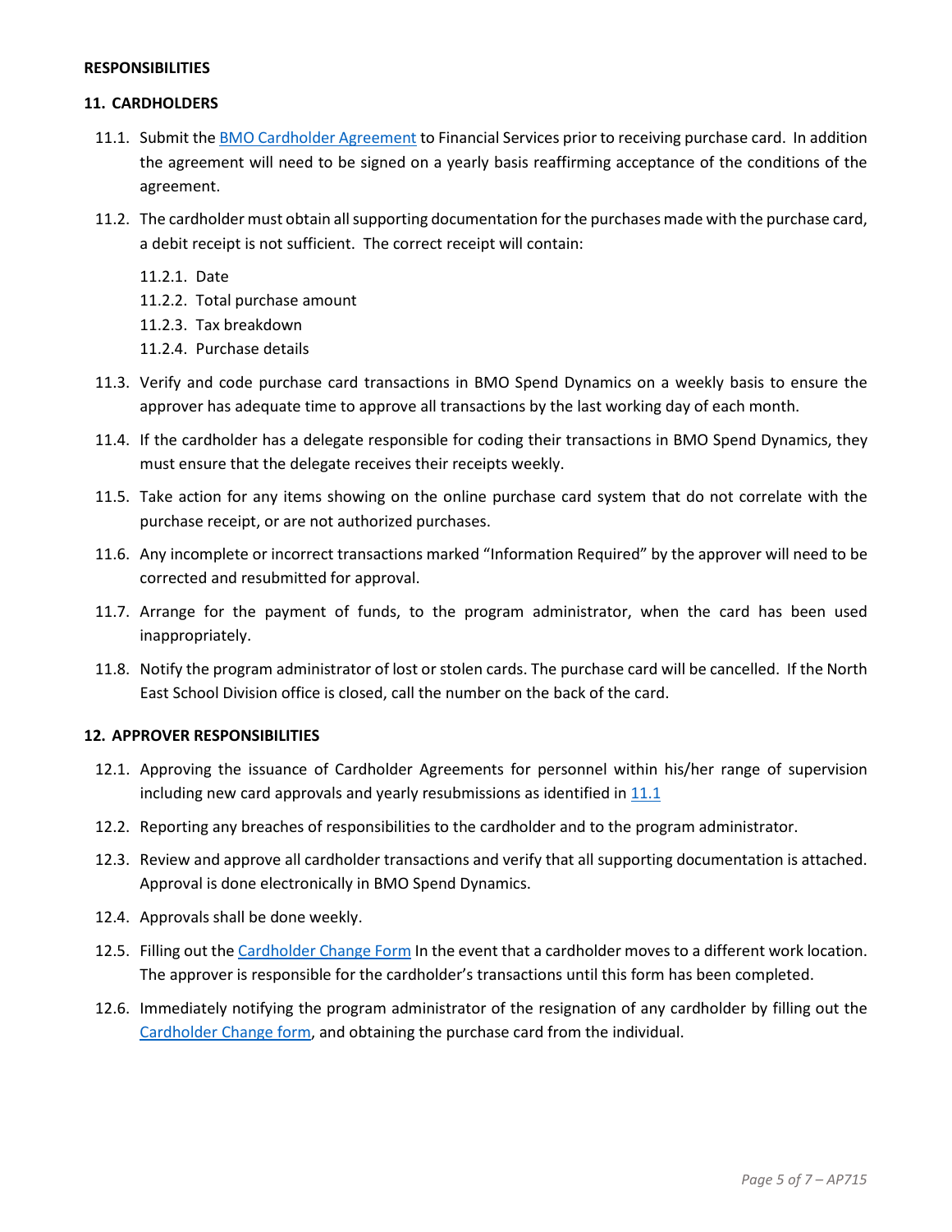**RESPONSIBILITIES**

## 11. CARDHOLDERS

11.1. Submit the BMO Cardholder Agreement to Financial Services prior to receiving purchase card. In addition the agreement will need to be signed on a yearly basis reaffirming acceptance of the conditions of the agreement.

11.2. The cardholder must obtain all supporting documentation for the purchases made with the purchase card, a debit receipt is not sufficient. The correct receipt will contain:

- 11.2.1. Date
- 11.2.2. Total purchase amount
- 11.2.3. Tax breakdown
- 11.2.4. Purchase details

11.3. Verify and code purchase card transactions in BMO Spend Dynamics on a weekly basis to ensure the approver has adequate time to approve all transactions by the last working day of each month.

11.4. If the cardholder has a delegate responsible for coding their transactions in BMO Spend Dynamics, they must ensure that the delegate receives their receipts weekly.

11.5. Take action for any items showing on the online purchase card system that do not correlate with the purchase receipt, or are not authorized purchases.

11.6. Any incomplete or incorrect transactions marked "Information Required" by the approver will need to be corrected and resubmitted for approval.

11.7. Arrange for the payment of funds, to the program administrator, when the card has been used inappropriately.

11.8. Notify the program administrator of lost or stolen cards. The purchase card will be cancelled. If the North East School Division office is closed, call the number on the back of the card.

## 12. APPROVER RESPONSIBILITIES

12.1. Approving the issuance of Cardholder Agreements for personnel within his/her range of supervision including new card approvals and yearly resubmissions as identified in 11.1

12.2. Reporting any breaches of responsibilities to the cardholder and to the program administrator.

12.3. Review and approve all cardholder transactions and verify that all supporting documentation is attached. Approval is done electronically in BMO Spend Dynamics.

12.4. Approvals shall be done weekly.

12.5. Filling out the Cardholder Change Form In the event that a cardholder moves to a different work location. The approver is responsible for the cardholder's transactions until this form has been completed.

12.6. Immediately notifying the program administrator of the resignation of any cardholder by filling out the Cardholder Change form, and obtaining the purchase card from the individual.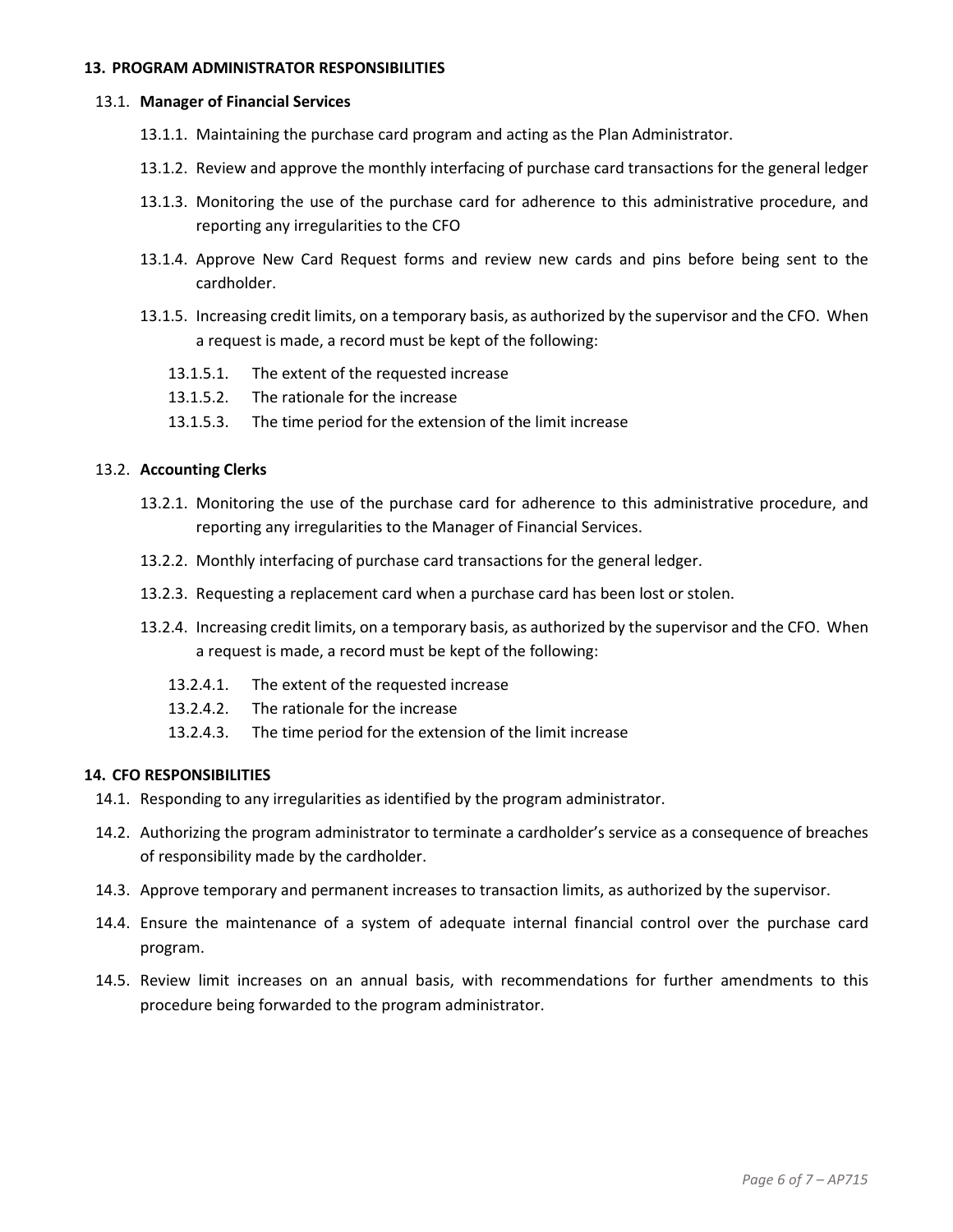## 13. PROGRAM ADMINISTRATOR RESPONSIBILITIES

13.1. **Manager of Financial Services**

- 13.1.1. Maintaining the purchase card program and acting as the Plan Administrator.
- 13.1.2. Review and approve the monthly interfacing of purchase card transactions for the general ledger
- 13.1.3. Monitoring the use of the purchase card for adherence to this administrative procedure, and reporting any irregularities to the CFO
- 13.1.4. Approve New Card Request forms and review new cards and pins before being sent to the cardholder.
- 13.1.5. Increasing credit limits, on a temporary basis, as authorized by the supervisor and the CFO. When a request is made, a record must be kept of the following:
  - 13.1.5.1. The extent of the requested increase
  - 13.1.5.2. The rationale for the increase
  - 13.1.5.3. The time period for the extension of the limit increase

13.2. **Accounting Clerks**

- 13.2.1. Monitoring the use of the purchase card for adherence to this administrative procedure, and reporting any irregularities to the Manager of Financial Services.
- 13.2.2. Monthly interfacing of purchase card transactions for the general ledger.
- 13.2.3. Requesting a replacement card when a purchase card has been lost or stolen.
- 13.2.4. Increasing credit limits, on a temporary basis, as authorized by the supervisor and the CFO. When a request is made, a record must be kept of the following:
  - 13.2.4.1. The extent of the requested increase
  - 13.2.4.2. The rationale for the increase
  - 13.2.4.3. The time period for the extension of the limit increase

## 14. CFO RESPONSIBILITIES

- 14.1. Responding to any irregularities as identified by the program administrator.
- 14.2. Authorizing the program administrator to terminate a cardholder's service as a consequence of breaches of responsibility made by the cardholder.
- 14.3. Approve temporary and permanent increases to transaction limits, as authorized by the supervisor.
- 14.4. Ensure the maintenance of a system of adequate internal financial control over the purchase card program.
- 14.5. Review limit increases on an annual basis, with recommendations for further amendments to this procedure being forwarded to the program administrator.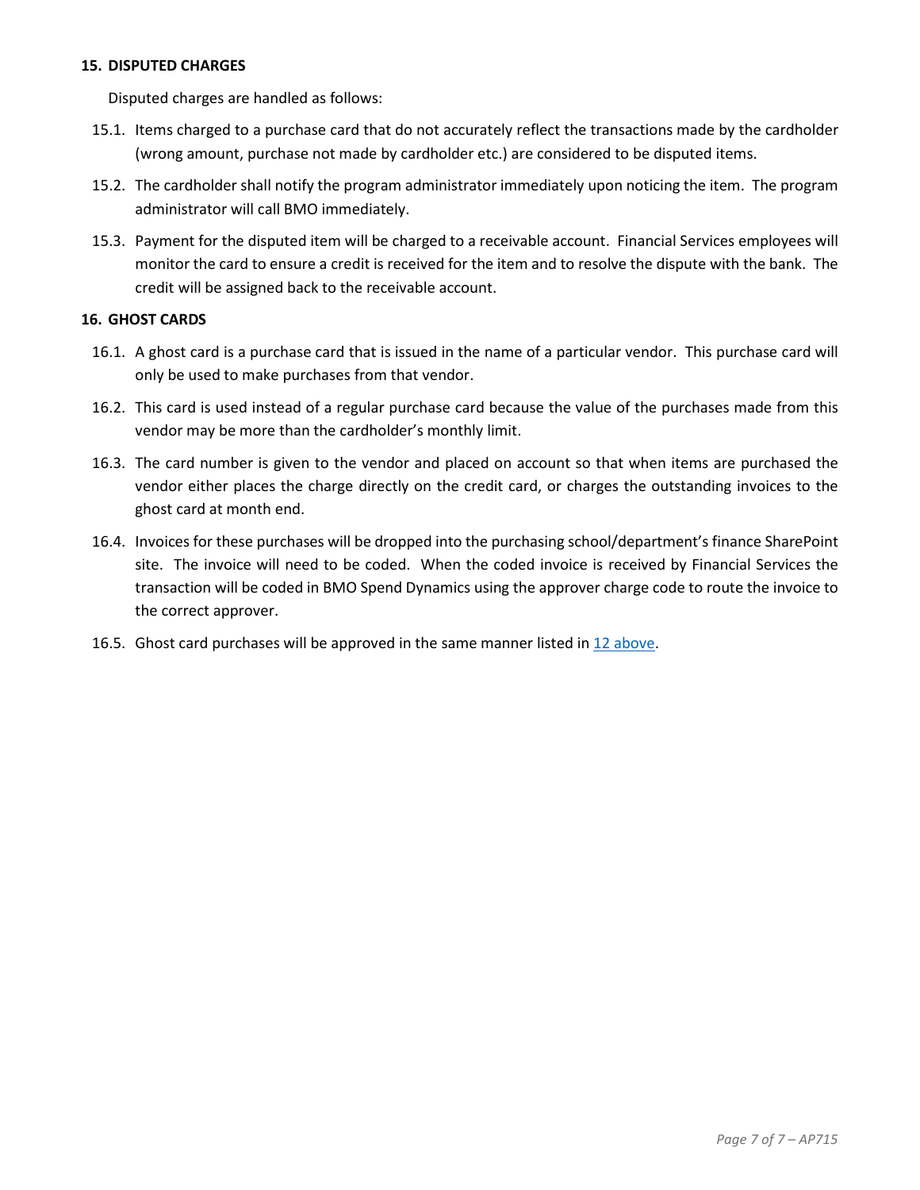## 15. DISPUTED CHARGES

Disputed charges are handled as follows:

15.1. Items charged to a purchase card that do not accurately reflect the transactions made by the cardholder (wrong amount, purchase not made by cardholder etc.) are considered to be disputed items.

15.2. The cardholder shall notify the program administrator immediately upon noticing the item. The program administrator will call BMO immediately.

15.3. Payment for the disputed item will be charged to a receivable account. Financial Services employees will monitor the card to ensure a credit is received for the item and to resolve the dispute with the bank. The credit will be assigned back to the receivable account.

## 16. GHOST CARDS

16.1. A ghost card is a purchase card that is issued in the name of a particular vendor. This purchase card will only be used to make purchases from that vendor.

16.2. This card is used instead of a regular purchase card because the value of the purchases made from this vendor may be more than the cardholder's monthly limit.

16.3. The card number is given to the vendor and placed on account so that when items are purchased the vendor either places the charge directly on the credit card, or charges the outstanding invoices to the ghost card at month end.

16.4. Invoices for these purchases will be dropped into the purchasing school/department's finance SharePoint site. The invoice will need to be coded. When the coded invoice is received by Financial Services the transaction will be coded in BMO Spend Dynamics using the approver charge code to route the invoice to the correct approver.

16.5. Ghost card purchases will be approved in the same manner listed in 12 above.